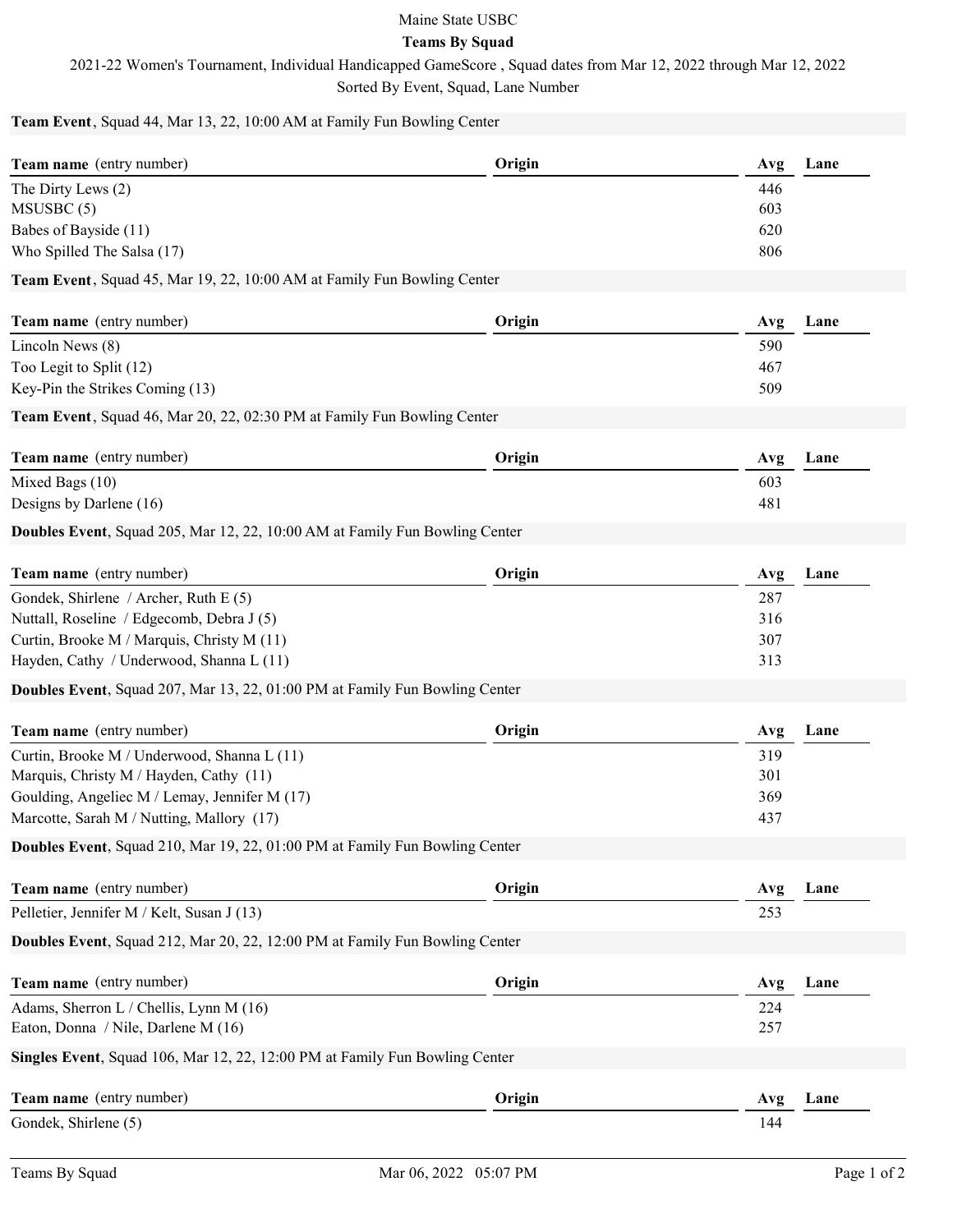Maine State USBC

**Teams By Squad**

2021-22 Women's Tournament, Individual Handicapped GameScore , Squad dates from Mar 12, 2022 through Mar 12, 2022

Sorted By Event, Squad, Lane Number

**Team Event**, Squad 44, Mar 13, 22, 10:00 AM at Family Fun Bowling Center

| **Team name** (entry number) | **Origin** | **Avg** | **Lane** |
|---|---|---|---|
| The Dirty Lews (2) | | 446 | |
| MSUSBC (5) | | 603 | |
| Babes of Bayside (11) | | 620 | |
| Who Spilled The Salsa (17) | | 806 | |

**Team Event**, Squad 45, Mar 19, 22, 10:00 AM at Family Fun Bowling Center

| **Team name** (entry number) | **Origin** | **Avg** | **Lane** |
|---|---|---|---|
| Lincoln News (8) | | 590 | |
| Too Legit to Split (12) | | 467 | |
| Key-Pin the Strikes Coming (13) | | 509 | |

**Team Event**, Squad 46, Mar 20, 22, 02:30 PM at Family Fun Bowling Center

| **Team name** (entry number) | **Origin** | **Avg** | **Lane** |
|---|---|---|---|
| Mixed Bags (10) | | 603 | |
| Designs by Darlene (16) | | 481 | |

**Doubles Event**, Squad 205, Mar 12, 22, 10:00 AM at Family Fun Bowling Center

| **Team name** (entry number) | **Origin** | **Avg** | **Lane** |
|---|---|---|---|
| Gondek, Shirlene / Archer, Ruth E (5) | | 287 | |
| Nuttall, Roseline / Edgecomb, Debra J (5) | | 316 | |
| Curtin, Brooke M / Marquis, Christy M (11) | | 307 | |
| Hayden, Cathy / Underwood, Shanna L (11) | | 313 | |

**Doubles Event**, Squad 207, Mar 13, 22, 01:00 PM at Family Fun Bowling Center

| **Team name** (entry number) | **Origin** | **Avg** | **Lane** |
|---|---|---|---|
| Curtin, Brooke M / Underwood, Shanna L (11) | | 319 | |
| Marquis, Christy M / Hayden, Cathy (11) | | 301 | |
| Goulding, Angeliec M / Lemay, Jennifer M (17) | | 369 | |
| Marcotte, Sarah M / Nutting, Mallory (17) | | 437 | |

**Doubles Event**, Squad 210, Mar 19, 22, 01:00 PM at Family Fun Bowling Center

| **Team name** (entry number) | **Origin** | **Avg** | **Lane** |
|---|---|---|---|
| Pelletier, Jennifer M / Kelt, Susan J (13) | | 253 | |

**Doubles Event**, Squad 212, Mar 20, 22, 12:00 PM at Family Fun Bowling Center

| **Team name** (entry number) | **Origin** | **Avg** | **Lane** |
|---|---|---|---|
| Adams, Sherron L / Chellis, Lynn M (16) | | 224 | |
| Eaton, Donna / Nile, Darlene M (16) | | 257 | |

**Singles Event**, Squad 106, Mar 12, 22, 12:00 PM at Family Fun Bowling Center

| **Team name** (entry number) | **Origin** | **Avg** | **Lane** |
|---|---|---|---|
| Gondek, Shirlene (5) | | 144 | |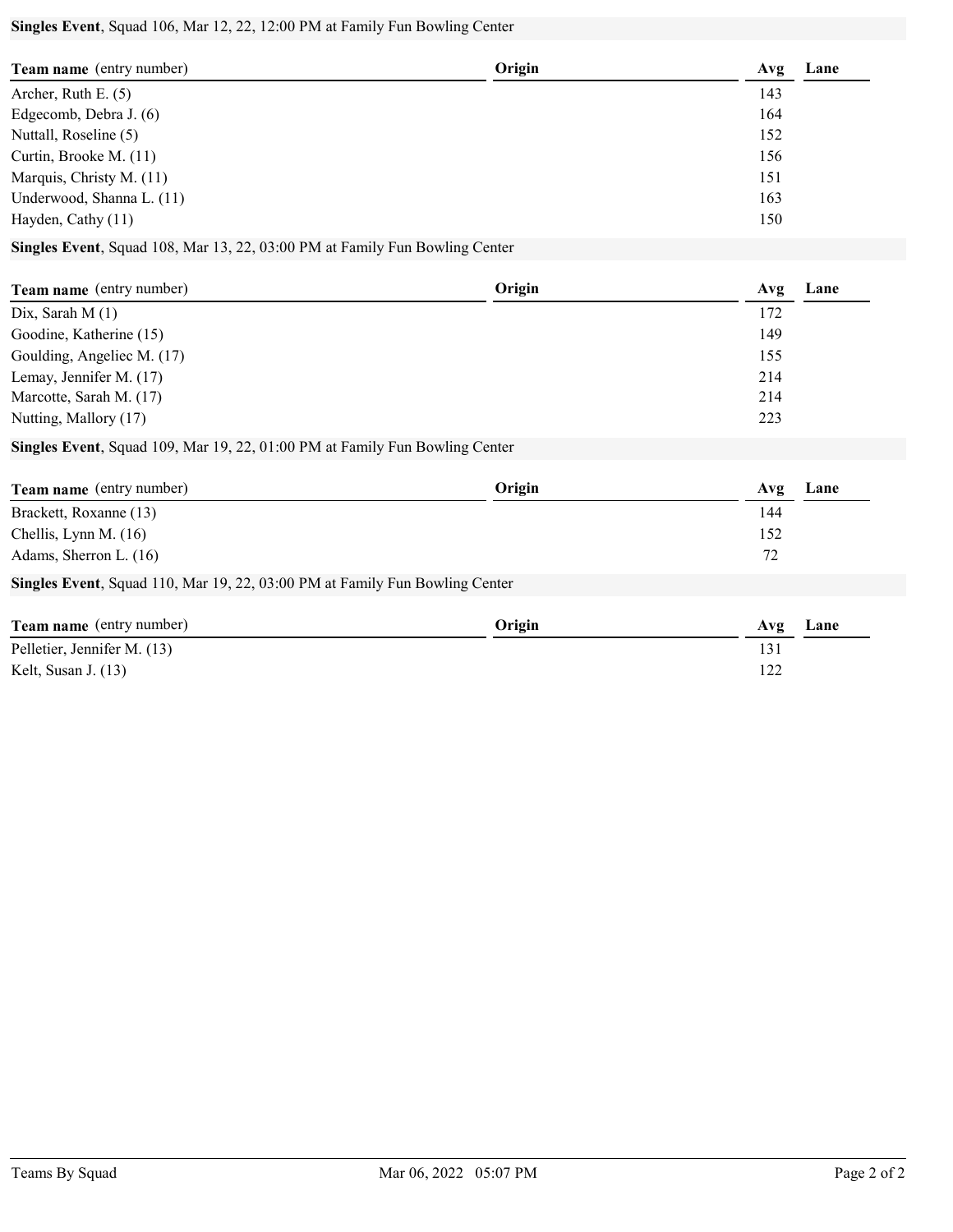**Singles Event**, Squad 106, Mar 12, 22, 12:00 PM at Family Fun Bowling Center

| **Team name** (entry number) | **Origin** | **Avg** | **Lane** |
|---|---|---|---|
| Archer, Ruth E. (5) | | 143 | |
| Edgecomb, Debra J. (6) | | 164 | |
| Nuttall, Roseline (5) | | 152 | |
| Curtin, Brooke M. (11) | | 156 | |
| Marquis, Christy M. (11) | | 151 | |
| Underwood, Shanna L. (11) | | 163 | |
| Hayden, Cathy (11) | | 150 | |

**Singles Event**, Squad 108, Mar 13, 22, 03:00 PM at Family Fun Bowling Center

| **Team name** (entry number) | **Origin** | **Avg** | **Lane** |
|---|---|---|---|
| Dix, Sarah M (1) | | 172 | |
| Goodine, Katherine (15) | | 149 | |
| Goulding, Angeliec M. (17) | | 155 | |
| Lemay, Jennifer M. (17) | | 214 | |
| Marcotte, Sarah M. (17) | | 214 | |
| Nutting, Mallory (17) | | 223 | |

**Singles Event**, Squad 109, Mar 19, 22, 01:00 PM at Family Fun Bowling Center

| **Team name** (entry number) | **Origin** | **Avg** | **Lane** |
|---|---|---|---|
| Brackett, Roxanne (13) | | 144 | |
| Chellis, Lynn M. (16) | | 152 | |
| Adams, Sherron L. (16) | | 72 | |

**Singles Event**, Squad 110, Mar 19, 22, 03:00 PM at Family Fun Bowling Center

| **Team name** (entry number) | **Origin** | **Avg** | **Lane** |
|---|---|---|---|
| Pelletier, Jennifer M. (13) | | 131 | |
| Kelt, Susan J. (13) | | 122 | |

Teams By Squad    Mar 06, 2022 05:07 PM